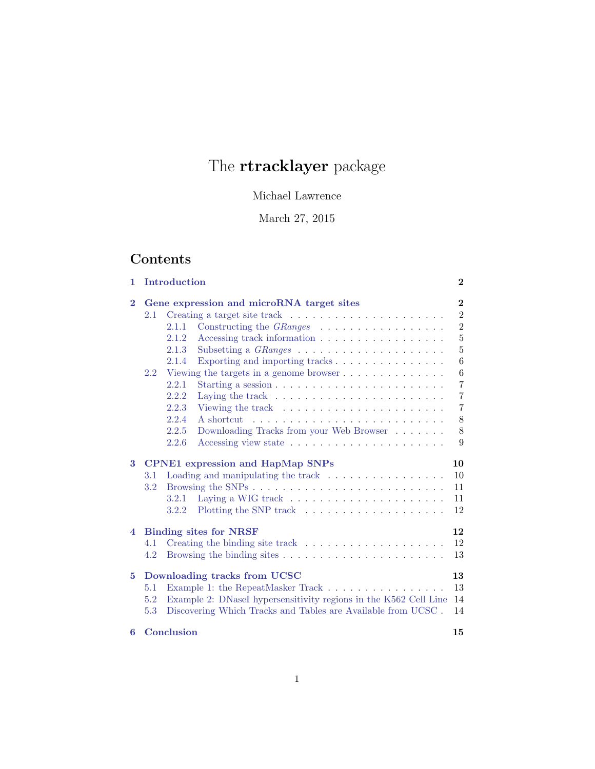# The **rtracklayer** package

Michael Lawrence

March 27, 2015

## Contents

- **1 Introduction** — 2
- **2 Gene expression and microRNA target sites** — 2
  - 2.1 Creating a target site track — 2
    - 2.1.1 Constructing the *GRanges* — 2
    - 2.1.2 Accessing track information — 5
    - 2.1.3 Subsetting a *GRanges* — 5
    - 2.1.4 Exporting and importing tracks — 6
  - 2.2 Viewing the targets in a genome browser — 6
    - 2.2.1 Starting a session — 7
    - 2.2.2 Laying the track — 7
    - 2.2.3 Viewing the track — 7
    - 2.2.4 A shortcut — 8
    - 2.2.5 Downloading Tracks from your Web Browser — 8
    - 2.2.6 Accessing view state — 9
- **3 CPNE1 expression and HapMap SNPs** — 10
  - 3.1 Loading and manipulating the track — 10
  - 3.2 Browsing the SNPs — 11
    - 3.2.1 Laying a WIG track — 11
    - 3.2.2 Plotting the SNP track — 12
- **4 Binding sites for NRSF** — 12
  - 4.1 Creating the binding site track — 12
  - 4.2 Browsing the binding sites — 13
- **5 Downloading tracks from UCSC** — 13
  - 5.1 Example 1: the RepeatMasker Track — 13
  - 5.2 Example 2: DNaseI hypersensitivity regions in the K562 Cell Line — 14
  - 5.3 Discovering Which Tracks and Tables are Available from UCSC — 14
- **6 Conclusion** — 15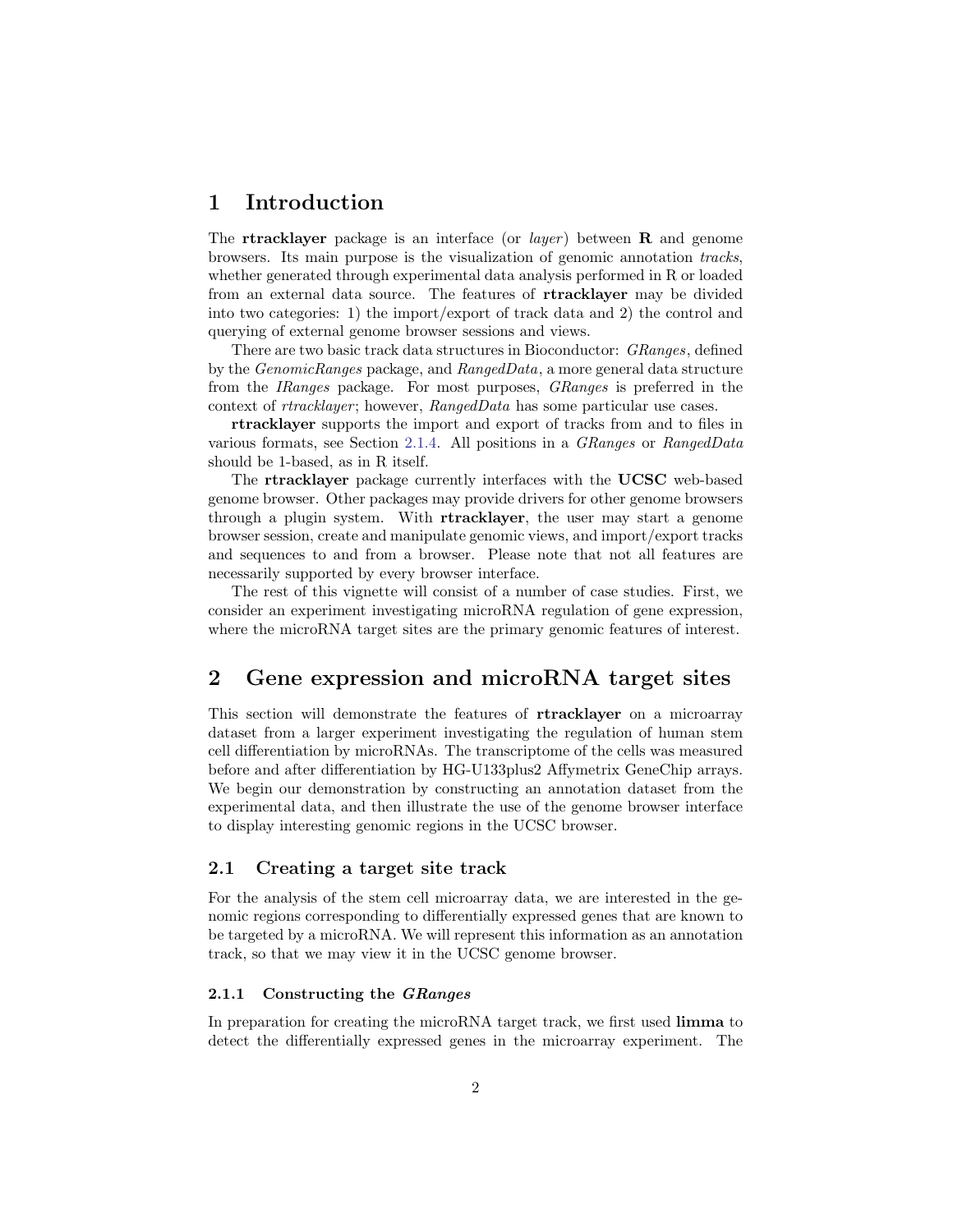# 1 Introduction

The **rtracklayer** package is an interface (or *layer*) between **R** and genome browsers. Its main purpose is the visualization of genomic annotation *tracks*, whether generated through experimental data analysis performed in R or loaded from an external data source. The features of **rtracklayer** may be divided into two categories: 1) the import/export of track data and 2) the control and querying of external genome browser sessions and views.

There are two basic track data structures in Bioconductor: *GRanges*, defined by the *GenomicRanges* package, and *RangedData*, a more general data structure from the *IRanges* package. For most purposes, *GRanges* is preferred in the context of *rtracklayer*; however, *RangedData* has some particular use cases.

**rtracklayer** supports the import and export of tracks from and to files in various formats, see Section 2.1.4. All positions in a *GRanges* or *RangedData* should be 1-based, as in R itself.

The **rtracklayer** package currently interfaces with the **UCSC** web-based genome browser. Other packages may provide drivers for other genome browsers through a plugin system. With **rtracklayer**, the user may start a genome browser session, create and manipulate genomic views, and import/export tracks and sequences to and from a browser. Please note that not all features are necessarily supported by every browser interface.

The rest of this vignette will consist of a number of case studies. First, we consider an experiment investigating microRNA regulation of gene expression, where the microRNA target sites are the primary genomic features of interest.

# 2 Gene expression and microRNA target sites

This section will demonstrate the features of **rtracklayer** on a microarray dataset from a larger experiment investigating the regulation of human stem cell differentiation by microRNAs. The transcriptome of the cells was measured before and after differentiation by HG-U133plus2 Affymetrix GeneChip arrays. We begin our demonstration by constructing an annotation dataset from the experimental data, and then illustrate the use of the genome browser interface to display interesting genomic regions in the UCSC browser.

## 2.1 Creating a target site track

For the analysis of the stem cell microarray data, we are interested in the genomic regions corresponding to differentially expressed genes that are known to be targeted by a microRNA. We will represent this information as an annotation track, so that we may view it in the UCSC genome browser.

### 2.1.1 Constructing the *GRanges*

In preparation for creating the microRNA target track, we first used **limma** to detect the differentially expressed genes in the microarray experiment. The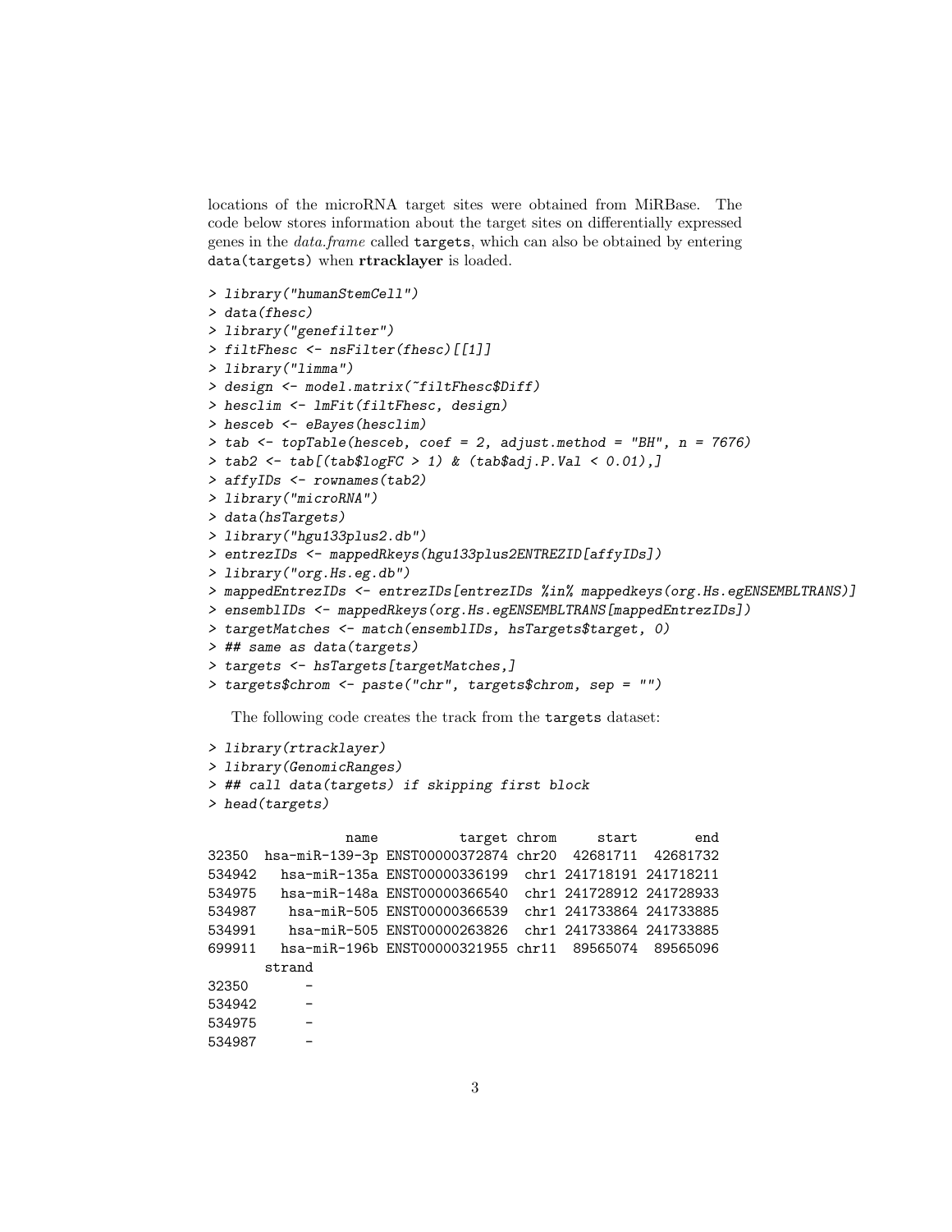locations of the microRNA target sites were obtained from MiRBase. The code below stores information about the target sites on differentially expressed genes in the *data.frame* called `targets`, which can also be obtained by entering `data(targets)` when **rtracklayer** is loaded.

```
> library("humanStemCell")
> data(fhesc)
> library("genefilter")
> filtFhesc <- nsFilter(fhesc)[[1]]
> library("limma")
> design <- model.matrix(~filtFhesc$Diff)
> hesclim <- lmFit(filtFhesc, design)
> hesceb <- eBayes(hesclim)
> tab <- topTable(hesceb, coef = 2, adjust.method = "BH", n = 7676)
> tab2 <- tab[(tab$logFC > 1) & (tab$adj.P.Val < 0.01),]
> affyIDs <- rownames(tab2)
> library("microRNA")
> data(hsTargets)
> library("hgu133plus2.db")
> entrezIDs <- mappedRkeys(hgu133plus2ENTREZID[affyIDs])
> library("org.Hs.eg.db")
> mappedEntrezIDs <- entrezIDs[entrezIDs %in% mappedkeys(org.Hs.egENSEMBLTRANS)]
> ensemblIDs <- mappedRkeys(org.Hs.egENSEMBLTRANS[mappedEntrezIDs])
> targetMatches <- match(ensemblIDs, hsTargets$target, 0)
> ## same as data(targets)
> targets <- hsTargets[targetMatches,]
> targets$chrom <- paste("chr", targets$chrom, sep = "")
```

The following code creates the track from the `targets` dataset:

```
> library(rtracklayer)
> library(GenomicRanges)
> ## call data(targets) if skipping first block
> head(targets)
```

```
                name          target chrom     start       end
32350  hsa-miR-139-3p ENST00000372874 chr20  42681711  42681732
534942   hsa-miR-135a ENST00000336199  chr1 241718191 241718211
534975   hsa-miR-148a ENST00000366540  chr1 241728912 241728933
534987    hsa-miR-505 ENST00000366539  chr1 241733864 241733885
534991    hsa-miR-505 ENST00000263826  chr1 241733864 241733885
699911   hsa-miR-196b ENST00000321955 chr11  89565074  89565096
       strand
32350       -
534942      -
534975      -
534987      -
```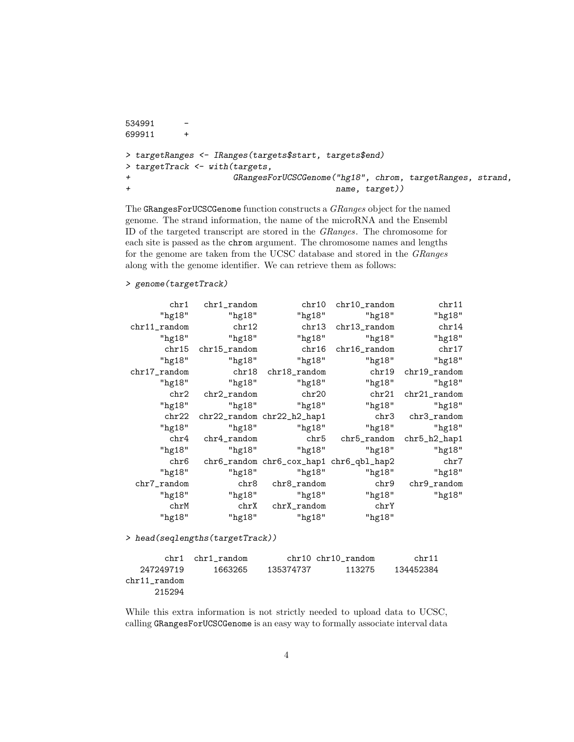```
534991      -
699911      +
```

```
> targetRanges <- IRanges(targets$start, targets$end)
> targetTrack <- with(targets,
+                     GRangesForUCSCGenome("hg18", chrom, targetRanges, strand,
+                                          name, target))
```

The `GRangesForUCSCGenome` function constructs a *GRanges* object for the named genome. The strand information, the name of the microRNA and the Ensembl ID of the targeted transcript are stored in the *GRanges*. The chromosome for each site is passed as the `chrom` argument. The chromosome names and lengths for the genome are taken from the UCSC database and stored in the *GRanges* along with the genome identifier. We can retrieve them as follows:

```
> genome(targetTrack)

        chr1   chr1_random         chr10  chr10_random         chr11 
      "hg18"        "hg18"        "hg18"        "hg18"        "hg18" 
chr11_random         chr12         chr13  chr13_random         chr14 
      "hg18"        "hg18"        "hg18"        "hg18"        "hg18" 
       chr15  chr15_random         chr16  chr16_random         chr17 
      "hg18"        "hg18"        "hg18"        "hg18"        "hg18" 
chr17_random         chr18  chr18_random         chr19  chr19_random 
      "hg18"        "hg18"        "hg18"        "hg18"        "hg18" 
        chr2   chr2_random         chr20         chr21  chr21_random 
      "hg18"        "hg18"        "hg18"        "hg18"        "hg18" 
       chr22  chr22_random chr22_h2_hap1          chr3   chr3_random 
      "hg18"        "hg18"        "hg18"        "hg18"        "hg18" 
        chr4   chr4_random          chr5   chr5_random  chr5_h2_hap1 
      "hg18"        "hg18"        "hg18"        "hg18"        "hg18" 
        chr6   chr6_random chr6_cox_hap1 chr6_qbl_hap2          chr7 
      "hg18"        "hg18"        "hg18"        "hg18"        "hg18" 
 chr7_random          chr8   chr8_random          chr9   chr9_random 
      "hg18"        "hg18"        "hg18"        "hg18"        "hg18" 
        chrM          chrX   chrX_random          chrY 
      "hg18"        "hg18"        "hg18"        "hg18" 
```

```
> head(seqlengths(targetTrack))

        chr1  chr1_random        chr10 chr10_random        chr11 
   247249719      1663265    135374737       113275    134452384 
chr11_random 
      215294 
```

While this extra information is not strictly needed to upload data to UCSC, calling `GRangesForUCSCGenome` is an easy way to formally associate interval data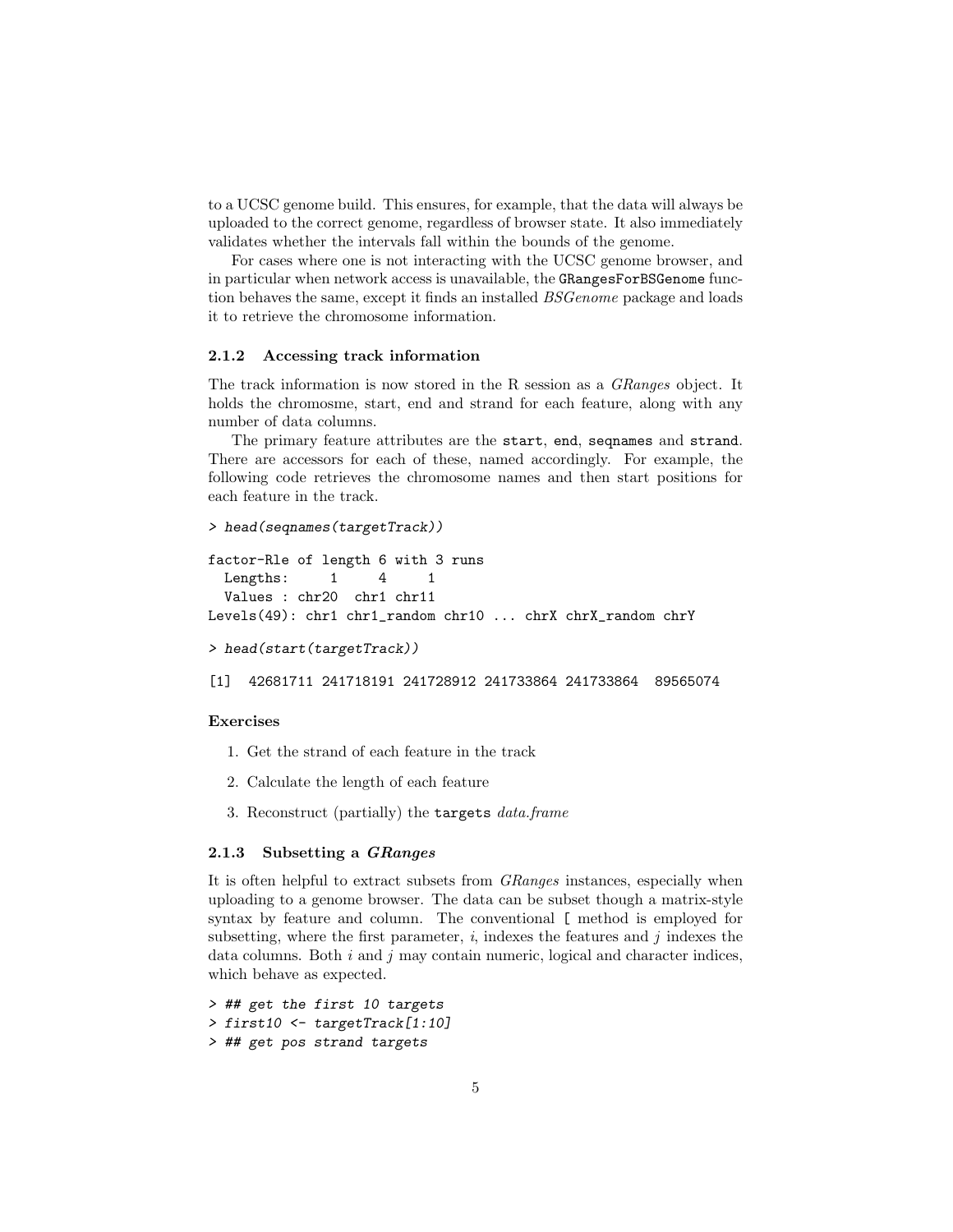to a UCSC genome build. This ensures, for example, that the data will always be uploaded to the correct genome, regardless of browser state. It also immediately validates whether the intervals fall within the bounds of the genome.

For cases where one is not interacting with the UCSC genome browser, and in particular when network access is unavailable, the `GRangesForBSGenome` function behaves the same, except it finds an installed *BSGenome* package and loads it to retrieve the chromosome information.

### 2.1.2 Accessing track information

The track information is now stored in the R session as a *GRanges* object. It holds the chromosme, start, end and strand for each feature, along with any number of data columns.

The primary feature attributes are the `start`, `end`, `seqnames` and `strand`. There are accessors for each of these, named accordingly. For example, the following code retrieves the chromosome names and then start positions for each feature in the track.

```
> head(seqnames(targetTrack))

factor-Rle of length 6 with 3 runs
  Lengths:     1     4     1
  Values : chr20  chr1 chr11
Levels(49): chr1 chr1_random chr10 ... chrX chrX_random chrY

> head(start(targetTrack))

[1]  42681711 241718191 241728912 241733864 241733864  89565074
```

#### Exercises

1. Get the strand of each feature in the track
2. Calculate the length of each feature
3. Reconstruct (partially) the `targets` *data.frame*

### 2.1.3 Subsetting a *GRanges*

It is often helpful to extract subsets from *GRanges* instances, especially when uploading to a genome browser. The data can be subset though a matrix-style syntax by feature and column. The conventional `[` method is employed for subsetting, where the first parameter, *i*, indexes the features and *j* indexes the data columns. Both *i* and *j* may contain numeric, logical and character indices, which behave as expected.

```
> ## get the first 10 targets
> first10 <- targetTrack[1:10]
> ## get pos strand targets
```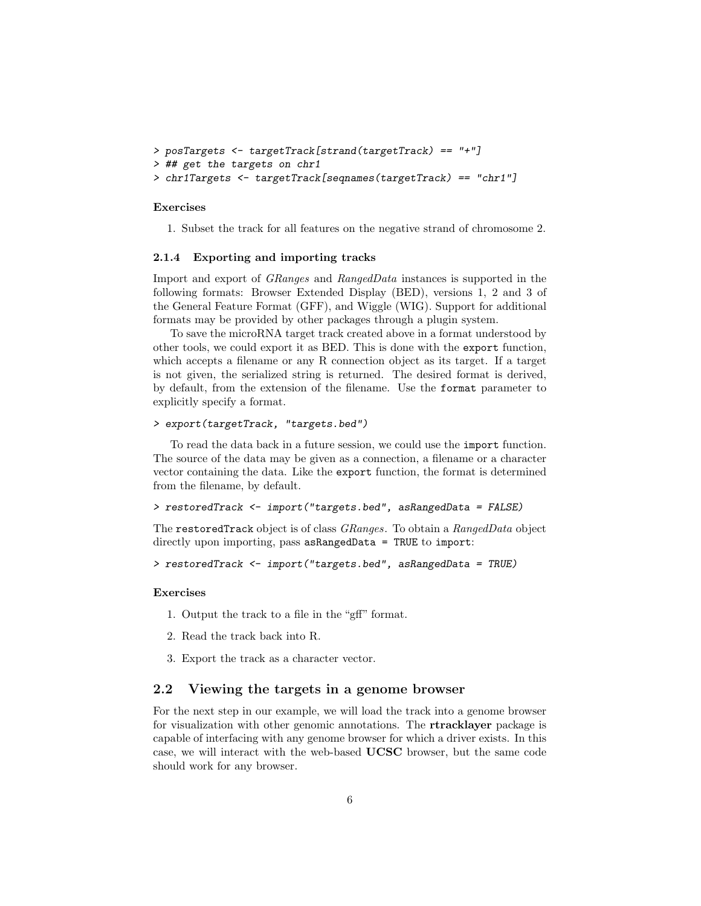```
> posTargets <- targetTrack[strand(targetTrack) == "+"]
> ## get the targets on chr1
> chr1Targets <- targetTrack[seqnames(targetTrack) == "chr1"]
```

**Exercises**

1. Subset the track for all features on the negative strand of chromosome 2.

### 2.1.4 Exporting and importing tracks

Import and export of *GRanges* and *RangedData* instances is supported in the following formats: Browser Extended Display (BED), versions 1, 2 and 3 of the General Feature Format (GFF), and Wiggle (WIG). Support for additional formats may be provided by other packages through a plugin system.

To save the microRNA target track created above in a format understood by other tools, we could export it as BED. This is done with the `export` function, which accepts a filename or any R connection object as its target. If a target is not given, the serialized string is returned. The desired format is derived, by default, from the extension of the filename. Use the `format` parameter to explicitly specify a format.

```
> export(targetTrack, "targets.bed")
```

To read the data back in a future session, we could use the `import` function. The source of the data may be given as a connection, a filename or a character vector containing the data. Like the `export` function, the format is determined from the filename, by default.

```
> restoredTrack <- import("targets.bed", asRangedData = FALSE)
```

The `restoredTrack` object is of class *GRanges*. To obtain a *RangedData* object directly upon importing, pass `asRangedData = TRUE` to `import`:

```
> restoredTrack <- import("targets.bed", asRangedData = TRUE)
```

**Exercises**

1. Output the track to a file in the "gff" format.
2. Read the track back into R.
3. Export the track as a character vector.

## 2.2 Viewing the targets in a genome browser

For the next step in our example, we will load the track into a genome browser for visualization with other genomic annotations. The **rtracklayer** package is capable of interfacing with any genome browser for which a driver exists. In this case, we will interact with the web-based **UCSC** browser, but the same code should work for any browser.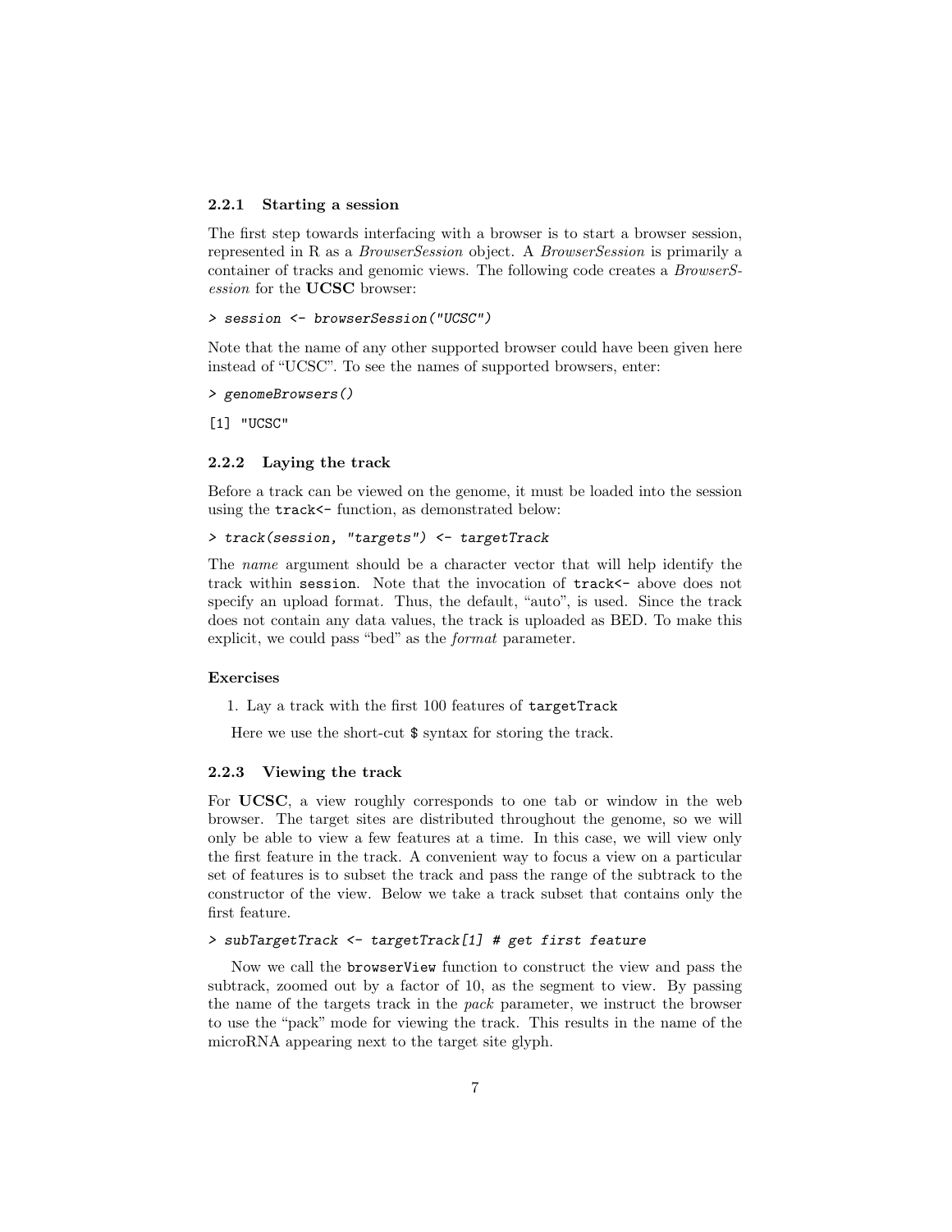### 2.2.1 Starting a session

The first step towards interfacing with a browser is to start a browser session, represented in R as a *BrowserSession* object. A *BrowserSession* is primarily a container of tracks and genomic views. The following code creates a *BrowserSession* for the **UCSC** browser:

```
> session <- browserSession("UCSC")
```

Note that the name of any other supported browser could have been given here instead of "UCSC". To see the names of supported browsers, enter:

```
> genomeBrowsers()
```

```
[1] "UCSC"
```

### 2.2.2 Laying the track

Before a track can be viewed on the genome, it must be loaded into the session using the `track<-` function, as demonstrated below:

```
> track(session, "targets") <- targetTrack
```

The *name* argument should be a character vector that will help identify the track within `session`. Note that the invocation of `track<-` above does not specify an upload format. Thus, the default, "auto", is used. Since the track does not contain any data values, the track is uploaded as BED. To make this explicit, we could pass "bed" as the *format* parameter.

#### Exercises

1. Lay a track with the first 100 features of `targetTrack`

   Here we use the short-cut `$` syntax for storing the track.

### 2.2.3 Viewing the track

For **UCSC**, a view roughly corresponds to one tab or window in the web browser. The target sites are distributed throughout the genome, so we will only be able to view a few features at a time. In this case, we will view only the first feature in the track. A convenient way to focus a view on a particular set of features is to subset the track and pass the range of the subtrack to the constructor of the view. Below we take a track subset that contains only the first feature.

```
> subTargetTrack <- targetTrack[1] # get first feature
```

Now we call the `browserView` function to construct the view and pass the subtrack, zoomed out by a factor of 10, as the segment to view. By passing the name of the targets track in the *pack* parameter, we instruct the browser to use the "pack" mode for viewing the track. This results in the name of the microRNA appearing next to the target site glyph.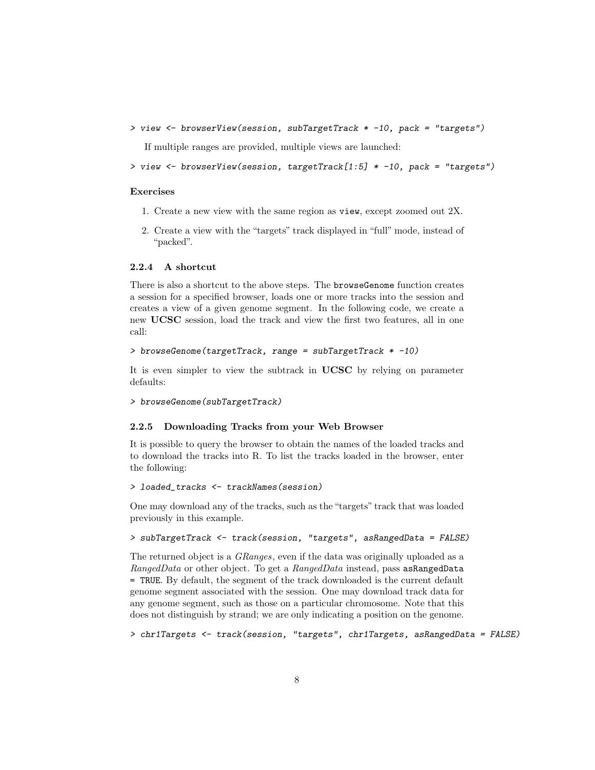```
> view <- browserView(session, subTargetTrack * -10, pack = "targets")
```

If multiple ranges are provided, multiple views are launched:

```
> view <- browserView(session, targetTrack[1:5] * -10, pack = "targets")
```

#### Exercises

1. Create a new view with the same region as `view`, except zoomed out 2X.
2. Create a view with the "targets" track displayed in "full" mode, instead of "packed".

### 2.2.4 A shortcut

There is also a shortcut to the above steps. The `browseGenome` function creates a session for a specified browser, loads one or more tracks into the session and creates a view of a given genome segment. In the following code, we create a new **UCSC** session, load the track and view the first two features, all in one call:

```
> browseGenome(targetTrack, range = subTargetTrack * -10)
```

It is even simpler to view the subtrack in **UCSC** by relying on parameter defaults:

```
> browseGenome(subTargetTrack)
```

### 2.2.5 Downloading Tracks from your Web Browser

It is possible to query the browser to obtain the names of the loaded tracks and to download the tracks into R. To list the tracks loaded in the browser, enter the following:

```
> loaded_tracks <- trackNames(session)
```

One may download any of the tracks, such as the "targets" track that was loaded previously in this example.

```
> subTargetTrack <- track(session, "targets", asRangedData = FALSE)
```

The returned object is a *GRanges*, even if the data was originally uploaded as a *RangedData* or other object. To get a *RangedData* instead, pass `asRangedData = TRUE`. By default, the segment of the track downloaded is the current default genome segment associated with the session. One may download track data for any genome segment, such as those on a particular chromosome. Note that this does not distinguish by strand; we are only indicating a position on the genome.

```
> chr1Targets <- track(session, "targets", chr1Targets, asRangedData = FALSE)
```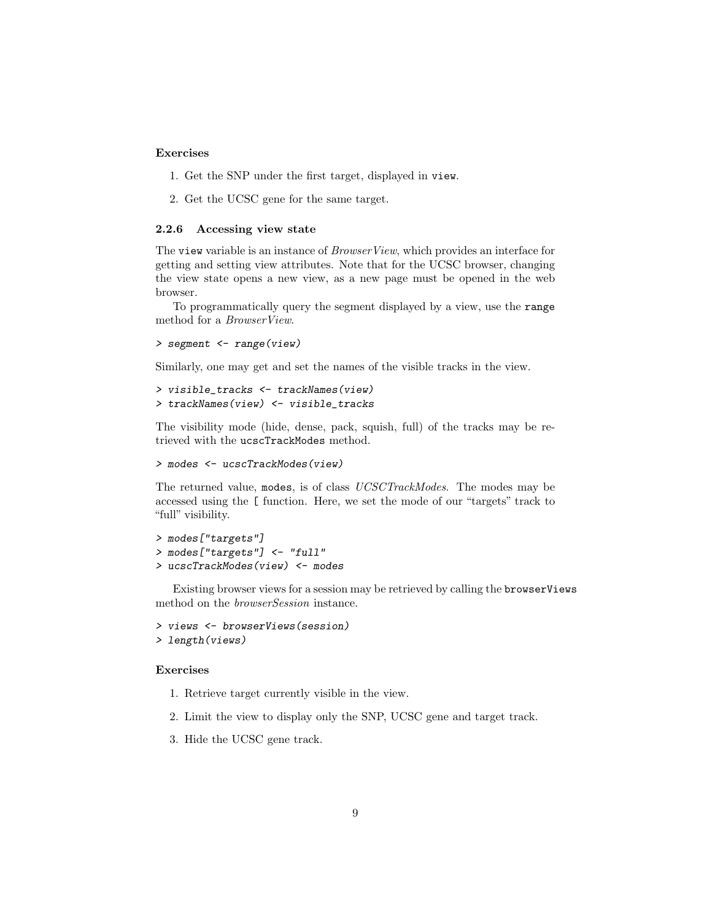**Exercises**

1. Get the SNP under the first target, displayed in `view`.
2. Get the UCSC gene for the same target.

### 2.2.6 Accessing view state

The `view` variable is an instance of *BrowserView*, which provides an interface for getting and setting view attributes. Note that for the UCSC browser, changing the view state opens a new view, as a new page must be opened in the web browser.

To programmatically query the segment displayed by a view, use the `range` method for a *BrowserView*.

```
> segment <- range(view)
```

Similarly, one may get and set the names of the visible tracks in the view.

```
> visible_tracks <- trackNames(view)
> trackNames(view) <- visible_tracks
```

The visibility mode (hide, dense, pack, squish, full) of the tracks may be retrieved with the `ucscTrackModes` method.

```
> modes <- ucscTrackModes(view)
```

The returned value, `modes`, is of class *UCSCTrackModes*. The modes may be accessed using the `[` function. Here, we set the mode of our "targets" track to "full" visibility.

```
> modes["targets"]
> modes["targets"] <- "full"
> ucscTrackModes(view) <- modes
```

Existing browser views for a session may be retrieved by calling the `browserViews` method on the *browserSession* instance.

```
> views <- browserViews(session)
> length(views)
```

**Exercises**

1. Retrieve target currently visible in the view.
2. Limit the view to display only the SNP, UCSC gene and target track.
3. Hide the UCSC gene track.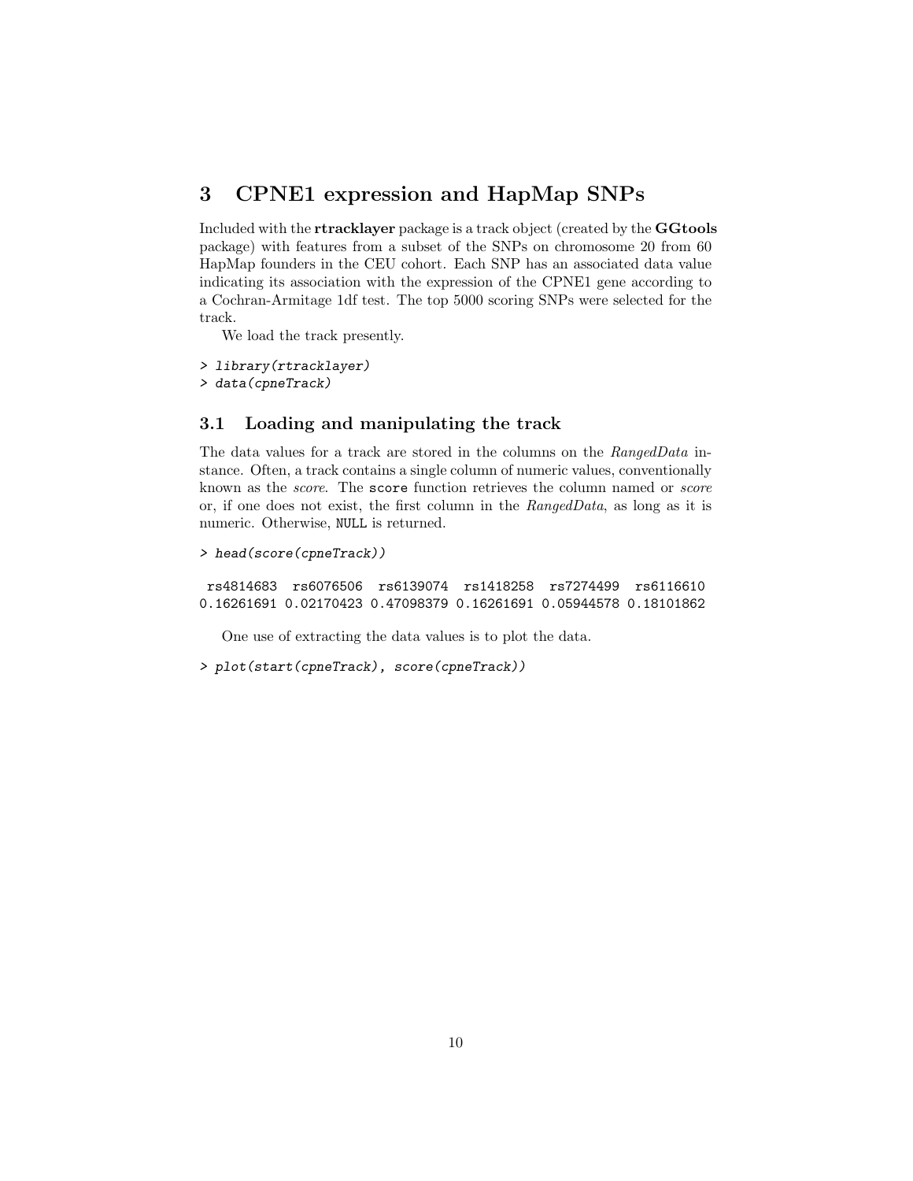# 3 CPNE1 expression and HapMap SNPs

Included with the **rtracklayer** package is a track object (created by the **GGtools** package) with features from a subset of the SNPs on chromosome 20 from 60 HapMap founders in the CEU cohort. Each SNP has an associated data value indicating its association with the expression of the CPNE1 gene according to a Cochran-Armitage 1df test. The top 5000 scoring SNPs were selected for the track.

We load the track presently.

```
> library(rtracklayer)
> data(cpneTrack)
```

## 3.1 Loading and manipulating the track

The data values for a track are stored in the columns on the *RangedData* instance. Often, a track contains a single column of numeric values, conventionally known as the *score*. The `score` function retrieves the column named or *score* or, if one does not exist, the first column in the *RangedData*, as long as it is numeric. Otherwise, `NULL` is returned.

```
> head(score(cpneTrack))
```

```
 rs4814683  rs6076506  rs6139074  rs1418258  rs7274499  rs6116610
0.16261691 0.02170423 0.47098379 0.16261691 0.05944578 0.18101862
```

One use of extracting the data values is to plot the data.

```
> plot(start(cpneTrack), score(cpneTrack))
```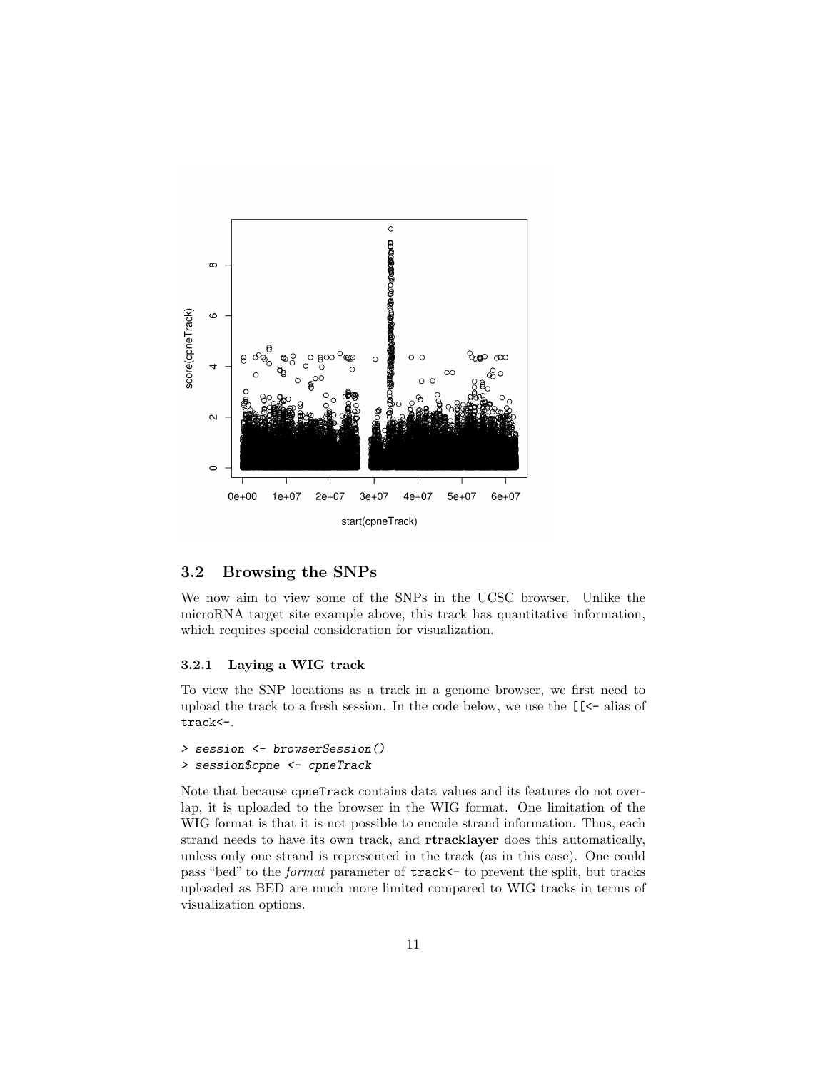### 3.2 Browsing the SNPs

We now aim to view some of the SNPs in the UCSC browser. Unlike the microRNA target site example above, this track has quantitative information, which requires special consideration for visualization.

#### 3.2.1 Laying a WIG track

To view the SNP locations as a track in a genome browser, we first need to upload the track to a fresh session. In the code below, we use the `[[<-` alias of `track<-`.

```
> session <- browserSession()
> session$cpne <- cpneTrack
```

Note that because `cpneTrack` contains data values and its features do not overlap, it is uploaded to the browser in the WIG format. One limitation of the WIG format is that it is not possible to encode strand information. Thus, each strand needs to have its own track, and **rtracklayer** does this automatically, unless only one strand is represented in the track (as in this case). One could pass "bed" to the *format* parameter of `track<-` to prevent the split, but tracks uploaded as BED are much more limited compared to WIG tracks in terms of visualization options.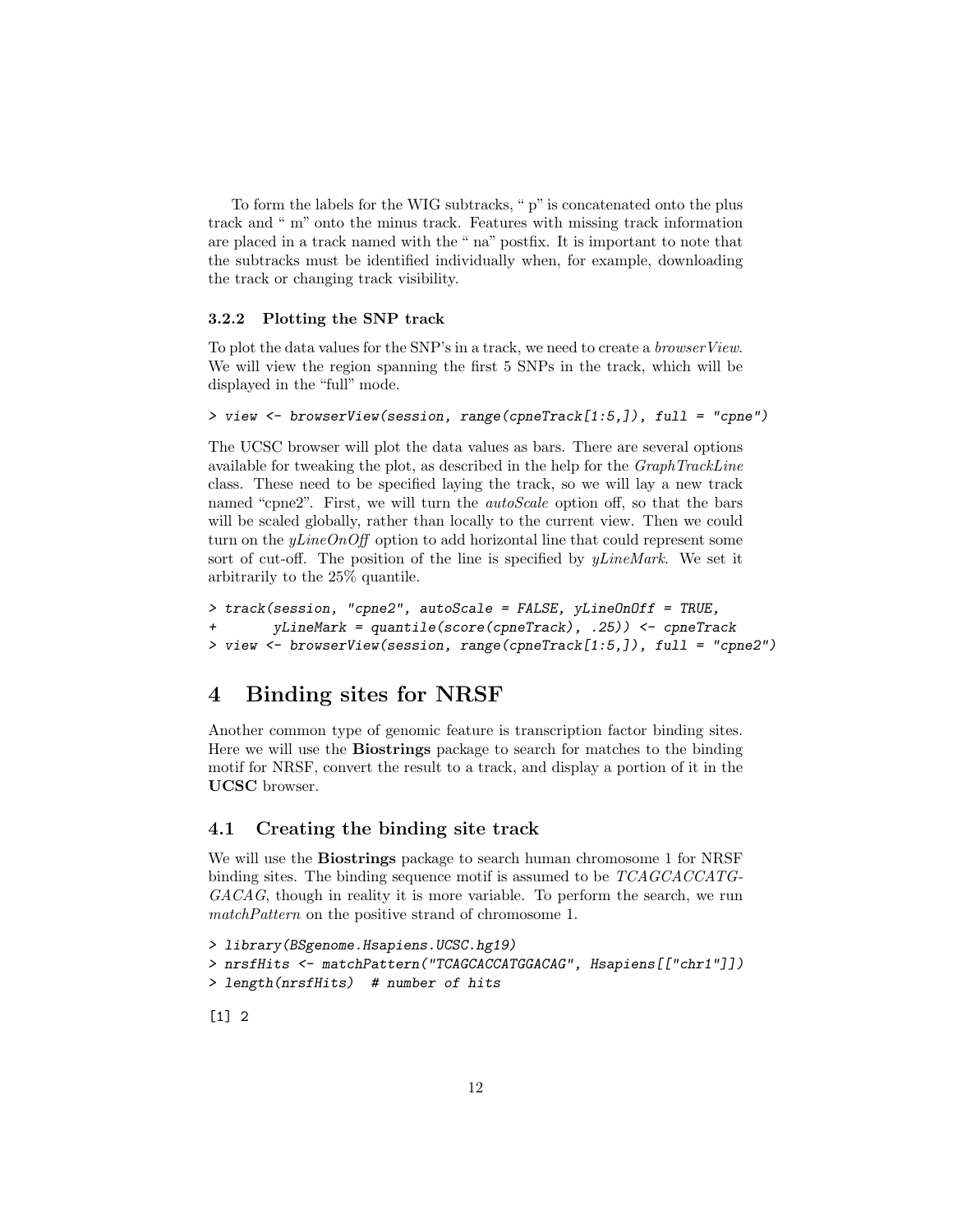To form the labels for the WIG subtracks, " p" is concatenated onto the plus track and " m" onto the minus track. Features with missing track information are placed in a track named with the " na" postfix. It is important to note that the subtracks must be identified individually when, for example, downloading the track or changing track visibility.

### 3.2.2 Plotting the SNP track

To plot the data values for the SNP's in a track, we need to create a *browserView*. We will view the region spanning the first 5 SNPs in the track, which will be displayed in the "full" mode.

```
> view <- browserView(session, range(cpneTrack[1:5,]), full = "cpne")
```

The UCSC browser will plot the data values as bars. There are several options available for tweaking the plot, as described in the help for the *GraphTrackLine* class. These need to be specified laying the track, so we will lay a new track named "cpne2". First, we will turn the *autoScale* option off, so that the bars will be scaled globally, rather than locally to the current view. Then we could turn on the *yLineOnOff* option to add horizontal line that could represent some sort of cut-off. The position of the line is specified by *yLineMark*. We set it arbitrarily to the 25% quantile.

```
> track(session, "cpne2", autoScale = FALSE, yLineOnOff = TRUE,
+       yLineMark = quantile(score(cpneTrack), .25)) <- cpneTrack
> view <- browserView(session, range(cpneTrack[1:5,]), full = "cpne2")
```

# 4 Binding sites for NRSF

Another common type of genomic feature is transcription factor binding sites. Here we will use the **Biostrings** package to search for matches to the binding motif for NRSF, convert the result to a track, and display a portion of it in the **UCSC** browser.

## 4.1 Creating the binding site track

We will use the **Biostrings** package to search human chromosome 1 for NRSF binding sites. The binding sequence motif is assumed to be *TCAGCACCATGGACAG*, though in reality it is more variable. To perform the search, we run *matchPattern* on the positive strand of chromosome 1.

```
> library(BSgenome.Hsapiens.UCSC.hg19)
> nrsfHits <- matchPattern("TCAGCACCATGGACAG", Hsapiens[["chr1"]])
> length(nrsfHits)  # number of hits

[1] 2
```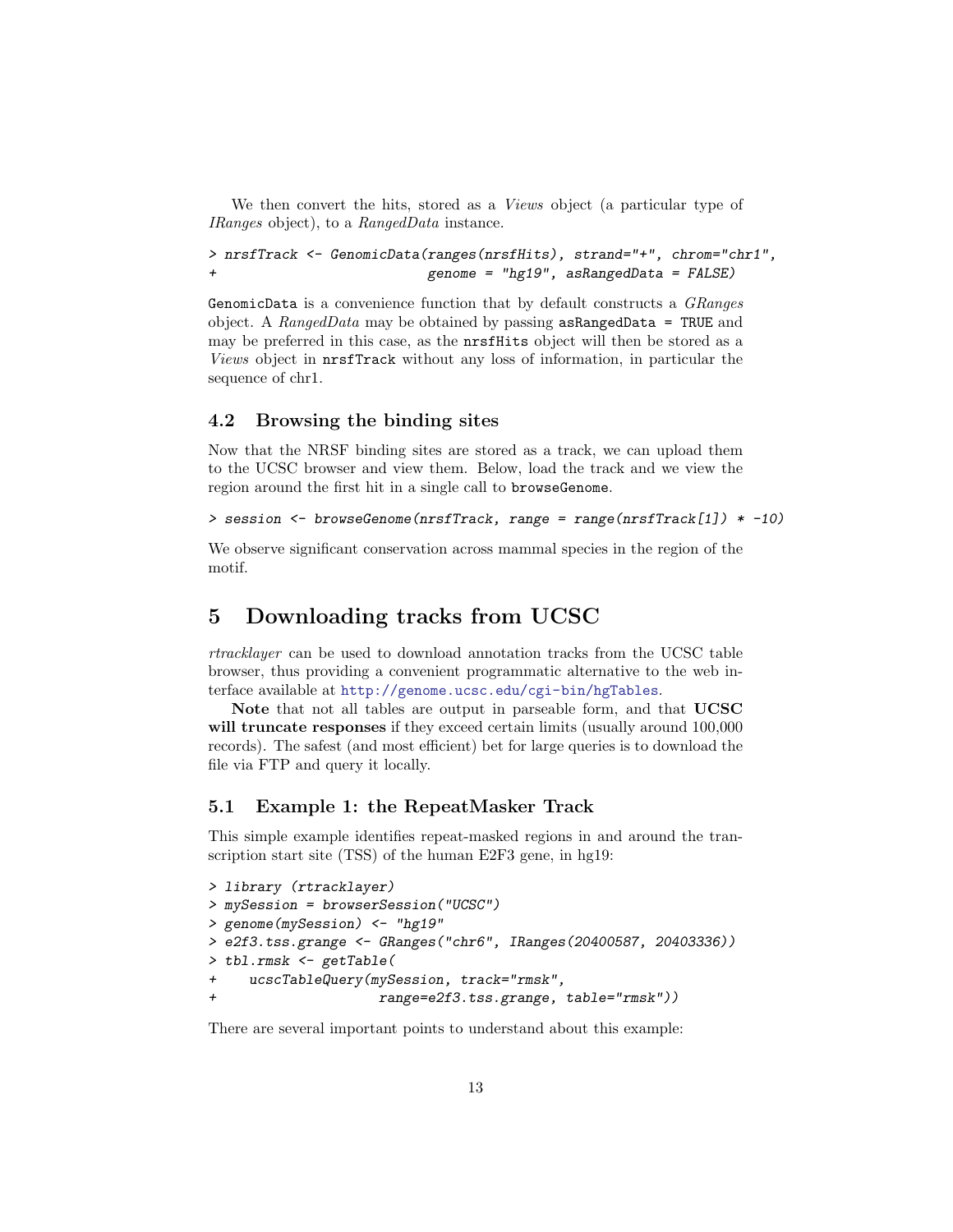We then convert the hits, stored as a *Views* object (a particular type of *IRanges* object), to a *RangedData* instance.

```
> nrsfTrack <- GenomicData(ranges(nrsfHits), strand="+", chrom="chr1",
+                          genome = "hg19", asRangedData = FALSE)
```

GenomicData is a convenience function that by default constructs a *GRanges* object. A *RangedData* may be obtained by passing asRangedData = TRUE and may be preferred in this case, as the nrsfHits object will then be stored as a *Views* object in nrsfTrack without any loss of information, in particular the sequence of chr1.

### 4.2 Browsing the binding sites

Now that the NRSF binding sites are stored as a track, we can upload them to the UCSC browser and view them. Below, load the track and we view the region around the first hit in a single call to browseGenome.

```
> session <- browseGenome(nrsfTrack, range = range(nrsfTrack[1]) * -10)
```

We observe significant conservation across mammal species in the region of the motif.

## 5 Downloading tracks from UCSC

*rtracklayer* can be used to download annotation tracks from the UCSC table browser, thus providing a convenient programmatic alternative to the web interface available at http://genome.ucsc.edu/cgi-bin/hgTables.

**Note** that not all tables are output in parseable form, and that **UCSC will truncate responses** if they exceed certain limits (usually around 100,000 records). The safest (and most efficient) bet for large queries is to download the file via FTP and query it locally.

### 5.1 Example 1: the RepeatMasker Track

This simple example identifies repeat-masked regions in and around the transcription start site (TSS) of the human E2F3 gene, in hg19:

```
> library (rtracklayer)
> mySession = browserSession("UCSC")
> genome(mySession) <- "hg19"
> e2f3.tss.grange <- GRanges("chr6", IRanges(20400587, 20403336))
> tbl.rmsk <- getTable(
+    ucscTableQuery(mySession, track="rmsk",
+                   range=e2f3.tss.grange, table="rmsk"))
```

There are several important points to understand about this example: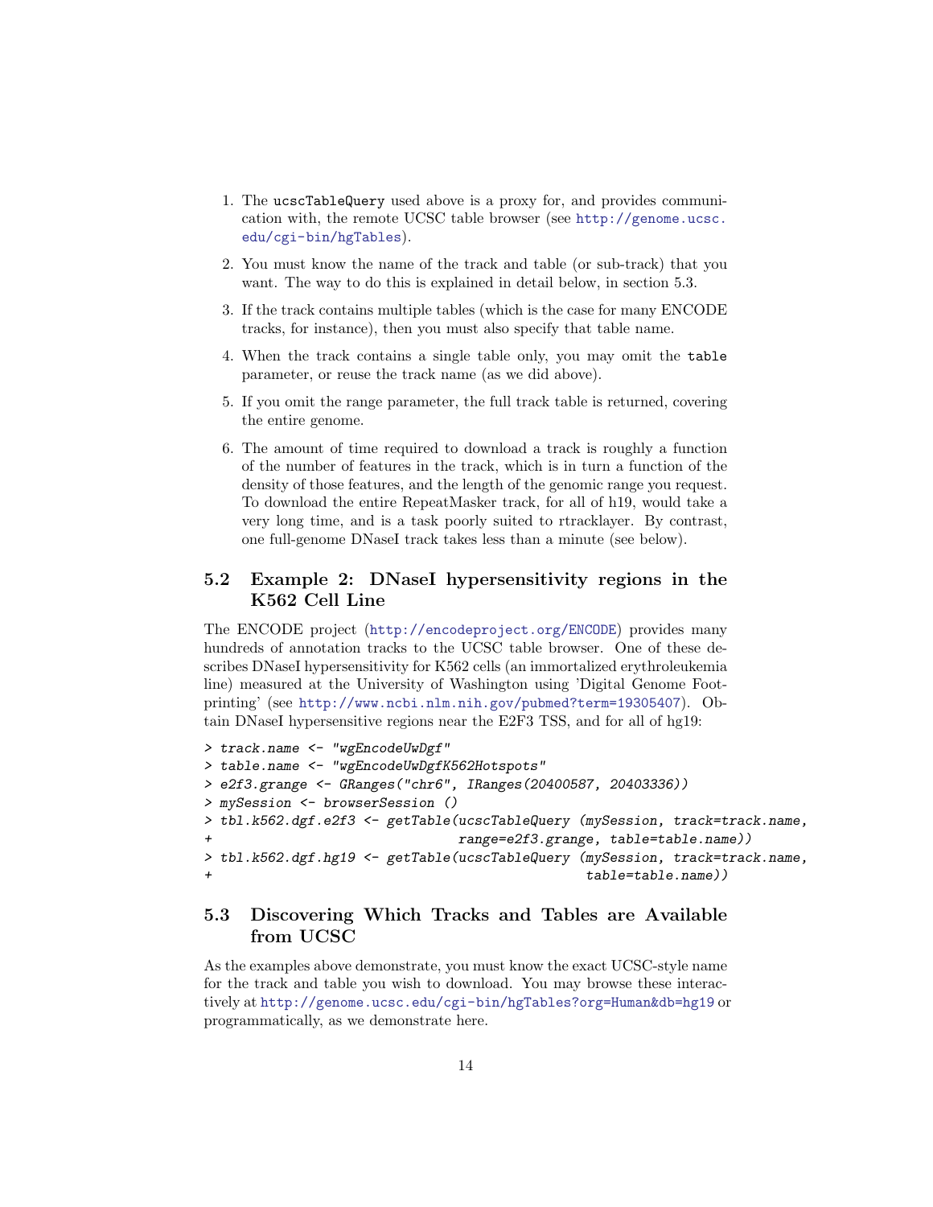1. The `ucscTableQuery` used above is a proxy for, and provides communication with, the remote UCSC table browser (see http://genome.ucsc.edu/cgi-bin/hgTables).

2. You must know the name of the track and table (or sub-track) that you want. The way to do this is explained in detail below, in section 5.3.

3. If the track contains multiple tables (which is the case for many ENCODE tracks, for instance), then you must also specify that table name.

4. When the track contains a single table only, you may omit the `table` parameter, or reuse the track name (as we did above).

5. If you omit the range parameter, the full track table is returned, covering the entire genome.

6. The amount of time required to download a track is roughly a function of the number of features in the track, which is in turn a function of the density of those features, and the length of the genomic range you request. To download the entire RepeatMasker track, for all of h19, would take a very long time, and is a task poorly suited to rtracklayer. By contrast, one full-genome DNaseI track takes less than a minute (see below).

## 5.2 Example 2: DNaseI hypersensitivity regions in the K562 Cell Line

The ENCODE project (http://encodeproject.org/ENCODE) provides many hundreds of annotation tracks to the UCSC table browser. One of these describes DNaseI hypersensitivity for K562 cells (an immortalized erythroleukemia line) measured at the University of Washington using 'Digital Genome Footprinting' (see http://www.ncbi.nlm.nih.gov/pubmed?term=19305407). Obtain DNaseI hypersensitive regions near the E2F3 TSS, and for all of hg19:

```
> track.name <- "wgEncodeUwDgf"
> table.name <- "wgEncodeUwDgfK562Hotspots"
> e2f3.grange <- GRanges("chr6", IRanges(20400587, 20403336))
> mySession <- browserSession ()
> tbl.k562.dgf.e2f3 <- getTable(ucscTableQuery (mySession, track=track.name,
+                               range=e2f3.grange, table=table.name))
> tbl.k562.dgf.hg19 <- getTable(ucscTableQuery (mySession, track=track.name,
+                                               table=table.name))
```

## 5.3 Discovering Which Tracks and Tables are Available from UCSC

As the examples above demonstrate, you must know the exact UCSC-style name for the track and table you wish to download. You may browse these interactively at http://genome.ucsc.edu/cgi-bin/hgTables?org=Human&db=hg19 or programmatically, as we demonstrate here.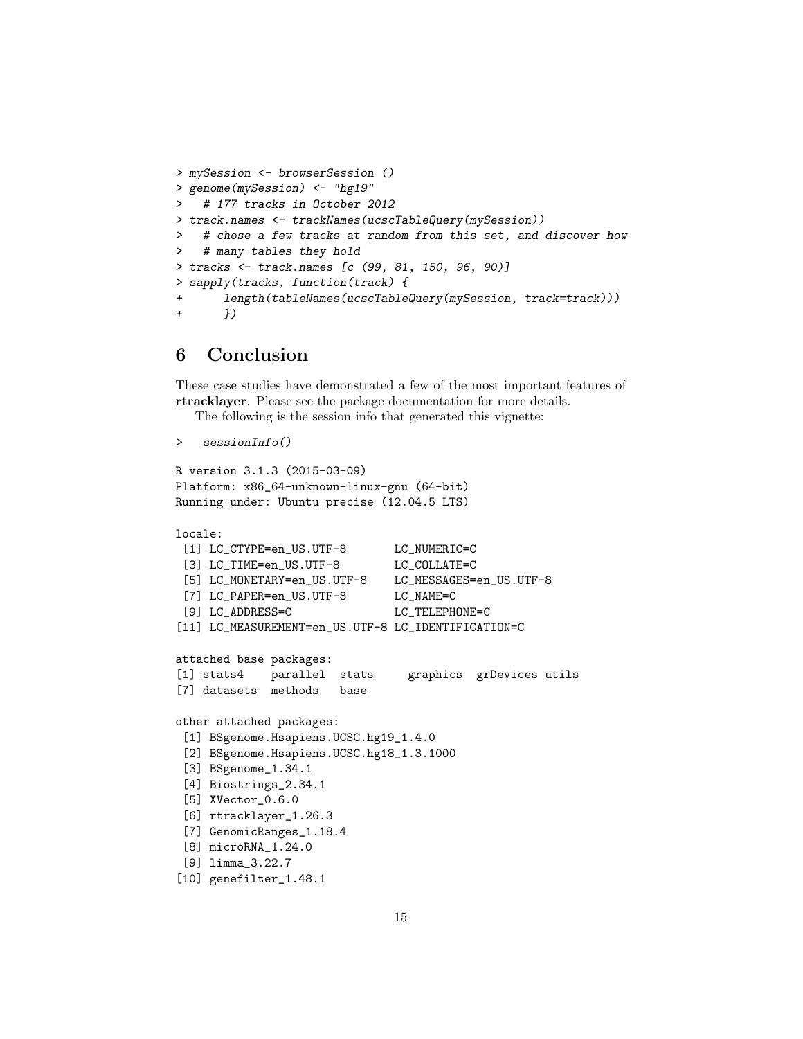```
> mySession <- browserSession ()
> genome(mySession) <- "hg19"
>   # 177 tracks in October 2012
> track.names <- trackNames(ucscTableQuery(mySession))
>   # chose a few tracks at random from this set, and discover how
>   # many tables they hold
> tracks <- track.names [c (99, 81, 150, 96, 90)]
> sapply(tracks, function(track) {
+      length(tableNames(ucscTableQuery(mySession, track=track)))
+      })
```

# 6 Conclusion

These case studies have demonstrated a few of the most important features of **rtracklayer**. Please see the package documentation for more details.

The following is the session info that generated this vignette:

```
>   sessionInfo()

R version 3.1.3 (2015-03-09)
Platform: x86_64-unknown-linux-gnu (64-bit)
Running under: Ubuntu precise (12.04.5 LTS)

locale:
 [1] LC_CTYPE=en_US.UTF-8       LC_NUMERIC=C
 [3] LC_TIME=en_US.UTF-8        LC_COLLATE=C
 [5] LC_MONETARY=en_US.UTF-8    LC_MESSAGES=en_US.UTF-8
 [7] LC_PAPER=en_US.UTF-8       LC_NAME=C
 [9] LC_ADDRESS=C               LC_TELEPHONE=C
[11] LC_MEASUREMENT=en_US.UTF-8 LC_IDENTIFICATION=C

attached base packages:
[1] stats4    parallel  stats     graphics  grDevices utils
[7] datasets  methods   base

other attached packages:
 [1] BSgenome.Hsapiens.UCSC.hg19_1.4.0
 [2] BSgenome.Hsapiens.UCSC.hg18_1.3.1000
 [3] BSgenome_1.34.1
 [4] Biostrings_2.34.1
 [5] XVector_0.6.0
 [6] rtracklayer_1.26.3
 [7] GenomicRanges_1.18.4
 [8] microRNA_1.24.0
 [9] limma_3.22.7
[10] genefilter_1.48.1
```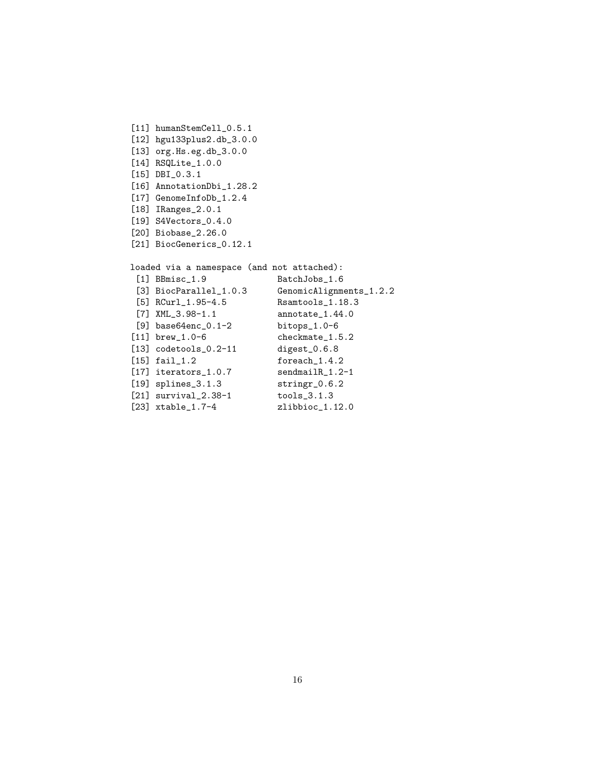```
[11] humanStemCell_0.5.1
[12] hgu133plus2.db_3.0.0
[13] org.Hs.eg.db_3.0.0
[14] RSQLite_1.0.0
[15] DBI_0.3.1
[16] AnnotationDbi_1.28.2
[17] GenomeInfoDb_1.2.4
[18] IRanges_2.0.1
[19] S4Vectors_0.4.0
[20] Biobase_2.26.0
[21] BiocGenerics_0.12.1

loaded via a namespace (and not attached):
 [1] BBmisc_1.9              BatchJobs_1.6
 [3] BiocParallel_1.0.3      GenomicAlignments_1.2.2
 [5] RCurl_1.95-4.5          Rsamtools_1.18.3
 [7] XML_3.98-1.1            annotate_1.44.0
 [9] base64enc_0.1-2         bitops_1.0-6
[11] brew_1.0-6              checkmate_1.5.2
[13] codetools_0.2-11        digest_0.6.8
[15] fail_1.2                foreach_1.4.2
[17] iterators_1.0.7         sendmailR_1.2-1
[19] splines_3.1.3           stringr_0.6.2
[21] survival_2.38-1         tools_3.1.3
[23] xtable_1.7-4            zlibbioc_1.12.0
```